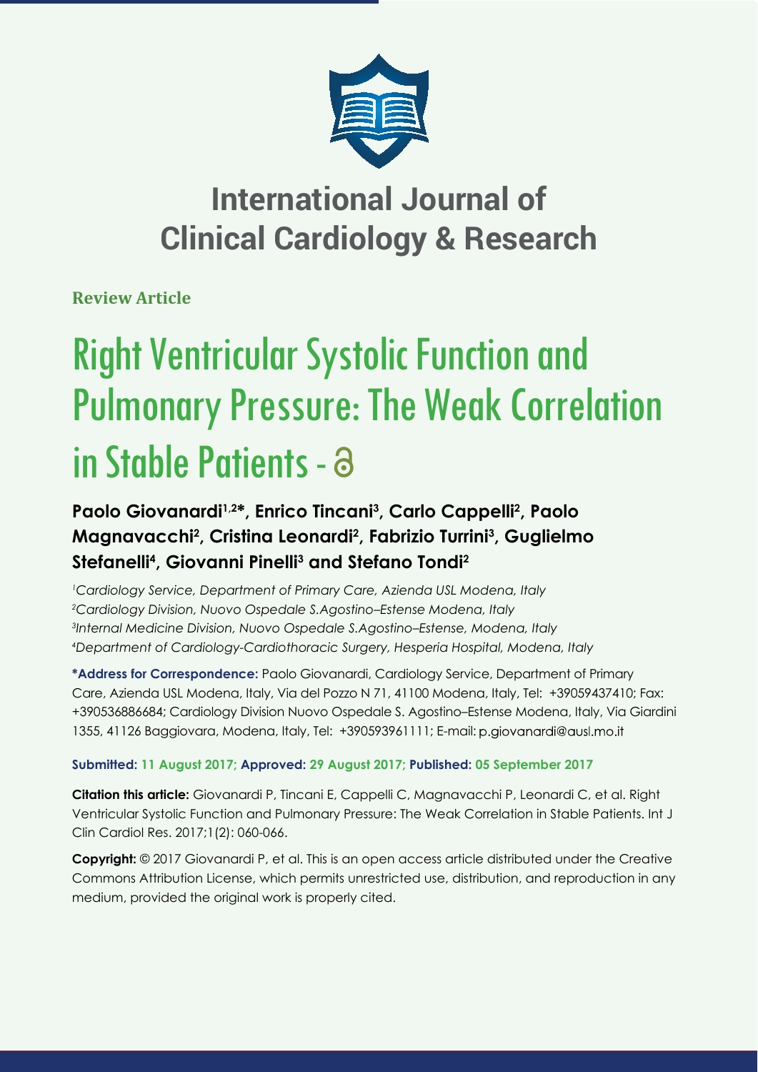# International Journal of Clinical Cardiology & Research

**Review Article**

# Right Ventricular Systolic Function and Pulmonary Pressure: The Weak Correlation in Stable Patients - 

**Paolo Giovanardi[1,2]*, Enrico Tincani[3], Carlo Cappelli[2], Paolo Magnavacchi[2], Cristina Leonardi[2], Fabrizio Turrini[3], Guglielmo Stefanelli[4], Giovanni Pinelli[3] and Stefano Tondi[2]**

*[1]Cardiology Service, Department of Primary Care, Azienda USL Modena, Italy*
*[2]Cardiology Division, Nuovo Ospedale S.Agostino–Estense Modena, Italy*
*[3]Internal Medicine Division, Nuovo Ospedale S.Agostino–Estense, Modena, Italy*
*[4]Department of Cardiology-Cardiothoracic Surgery, Hesperia Hospital, Modena, Italy*

**\*Address for Correspondence:** Paolo Giovanardi, Cardiology Service, Department of Primary Care, Azienda USL Modena, Italy, Via del Pozzo N 71, 41100 Modena, Italy, Tel: +39059437410; Fax: +390536886684; Cardiology Division Nuovo Ospedale S. Agostino–Estense Modena, Italy, Via Giardini 1355, 41126 Baggiovara, Modena, Italy, Tel: +390593961111; E-mail: p.giovanardi@ausl.mo.it

**Submitted: 11 August 2017; Approved: 29 August 2017; Published: 05 September 2017**

**Citation this article:** Giovanardi P, Tincani E, Cappelli C, Magnavacchi P, Leonardi C, et al. Right Ventricular Systolic Function and Pulmonary Pressure: The Weak Correlation in Stable Patients. Int J Clin Cardiol Res. 2017;1(2): 060-066.

**Copyright:** © 2017 Giovanardi P, et al. This is an open access article distributed under the Creative Commons Attribution License, which permits unrestricted use, distribution, and reproduction in any medium, provided the original work is properly cited.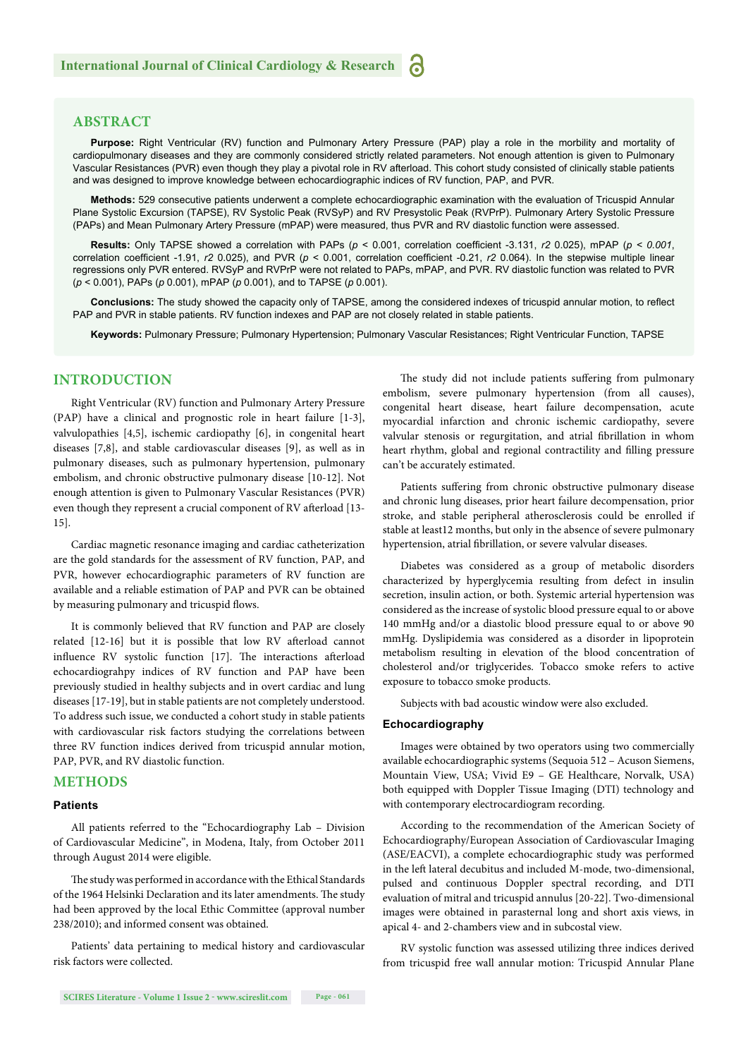## ABSTRACT

**Purpose:** Right Ventricular (RV) function and Pulmonary Artery Pressure (PAP) play a role in the morbidity and mortality of cardiopulmonary diseases and they are commonly considered strictly related parameters. Not enough attention is given to Pulmonary Vascular Resistances (PVR) even though they play a pivotal role in RV afterload. This cohort study consisted of clinically stable patients and was designed to improve knowledge between echocardiographic indices of RV function, PAP, and PVR.

**Methods:** 529 consecutive patients underwent a complete echocardiographic examination with the evaluation of Tricuspid Annular Plane Systolic Excursion (TAPSE), RV Systolic Peak (RVSyP) and RV Presystolic Peak (RVPrP). Pulmonary Artery Systolic Pressure (PAPs) and Mean Pulmonary Artery Pressure (mPAP) were measured, thus PVR and RV diastolic function were assessed.

**Results:** Only TAPSE showed a correlation with PAPs ($p < 0.001$, correlation coefficient -3.131, $r2$ 0.025), mPAP ($p < 0.001$, correlation coefficient -1.91, $r2$ 0.025), and PVR ($p < 0.001$, correlation coefficient -0.21, $r2$ 0.064). In the stepwise multiple linear regressions only PVR entered. RVSyP and RVPrP were not related to PAPs, mPAP, and PVR. RV diastolic function was related to PVR ($p < 0.001$), PAPs ($p$ 0.001), mPAP ($p$ 0.001), and to TAPSE ($p$ 0.001).

**Conclusions:** The study showed the capacity only of TAPSE, among the considered indexes of tricuspid annular motion, to reflect PAP and PVR in stable patients. RV function indexes and PAP are not closely related in stable patients.

**Keywords:** Pulmonary Pressure; Pulmonary Hypertension; Pulmonary Vascular Resistances; Right Ventricular Function, TAPSE

## INTRODUCTION

Right Ventricular (RV) function and Pulmonary Artery Pressure (PAP) have a clinical and prognostic role in heart failure [1-3], valvulopathies [4,5], ischemic cardiopathy [6], in congenital heart diseases [7,8], and stable cardiovascular diseases [9], as well as in pulmonary diseases, such as pulmonary hypertension, pulmonary embolism, and chronic obstructive pulmonary disease [10-12]. Not enough attention is given to Pulmonary Vascular Resistances (PVR) even though they represent a crucial component of RV afterload [13-15].

Cardiac magnetic resonance imaging and cardiac catheterization are the gold standards for the assessment of RV function, PAP, and PVR, however echocardiographic parameters of RV function are available and a reliable estimation of PAP and PVR can be obtained by measuring pulmonary and tricuspid flows.

It is commonly believed that RV function and PAP are closely related [12-16] but it is possible that low RV afterload cannot influence RV systolic function [17]. The interactions afterload echocardiograhpy indices of RV function and PAP have been previously studied in healthy subjects and in overt cardiac and lung diseases [17-19], but in stable patients are not completely understood. To address such issue, we conducted a cohort study in stable patients with cardiovascular risk factors studying the correlations between three RV function indices derived from tricuspid annular motion, PAP, PVR, and RV diastolic function.

## METHODS

### Patients

All patients referred to the "Echocardiography Lab – Division of Cardiovascular Medicine", in Modena, Italy, from October 2011 through August 2014 were eligible.

The study was performed in accordance with the Ethical Standards of the 1964 Helsinki Declaration and its later amendments. The study had been approved by the local Ethic Committee (approval number 238/2010); and informed consent was obtained.

Patients' data pertaining to medical history and cardiovascular risk factors were collected.

The study did not include patients suffering from pulmonary embolism, severe pulmonary hypertension (from all causes), congenital heart disease, heart failure decompensation, acute myocardial infarction and chronic ischemic cardiopathy, severe valvular stenosis or regurgitation, and atrial fibrillation in whom heart rhythm, global and regional contractility and filling pressure can't be accurately estimated.

Patients suffering from chronic obstructive pulmonary disease and chronic lung diseases, prior heart failure decompensation, prior stroke, and stable peripheral atherosclerosis could be enrolled if stable at least12 months, but only in the absence of severe pulmonary hypertension, atrial fibrillation, or severe valvular diseases.

Diabetes was considered as a group of metabolic disorders characterized by hyperglycemia resulting from defect in insulin secretion, insulin action, or both. Systemic arterial hypertension was considered as the increase of systolic blood pressure equal to or above 140 mmHg and/or a diastolic blood pressure equal to or above 90 mmHg. Dyslipidemia was considered as a disorder in lipoprotein metabolism resulting in elevation of the blood concentration of cholesterol and/or triglycerides. Tobacco smoke refers to active exposure to tobacco smoke products.

Subjects with bad acoustic window were also excluded.

### Echocardiography

Images were obtained by two operators using two commercially available echocardiographic systems (Sequoia 512 – Acuson Siemens, Mountain View, USA; Vivid E9 – GE Healthcare, Norvalk, USA) both equipped with Doppler Tissue Imaging (DTI) technology and with contemporary electrocardiogram recording.

According to the recommendation of the American Society of Echocardiography/European Association of Cardiovascular Imaging (ASE/EACVI), a complete echocardiographic study was performed in the left lateral decubitus and included M-mode, two-dimensional, pulsed and continuous Doppler spectral recording, and DTI evaluation of mitral and tricuspid annulus [20-22]. Two-dimensional images were obtained in parasternal long and short axis views, in apical 4- and 2-chambers view and in subcostal view.

RV systolic function was assessed utilizing three indices derived from tricuspid free wall annular motion: Tricuspid Annular Plane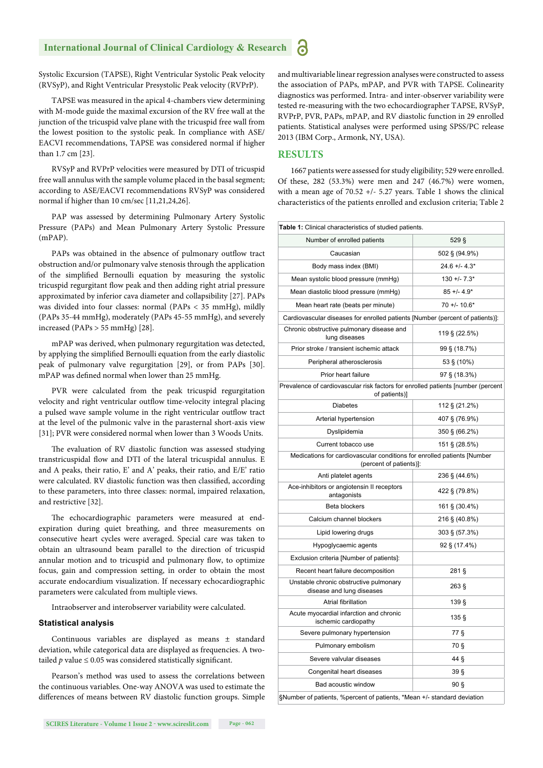Systolic Excursion (TAPSE), Right Ventricular Systolic Peak velocity (RVSyP), and Right Ventricular Presystolic Peak velocity (RVPrP).

TAPSE was measured in the apical 4-chambers view determining with M-mode guide the maximal excursion of the RV free wall at the junction of the tricuspid valve plane with the tricuspid free wall from the lowest position to the systolic peak. In compliance with ASE/EACVI recommendations, TAPSE was considered normal if higher than 1.7 cm [23].

RVSyP and RVPrP velocities were measured by DTI of tricuspid free wall annulus with the sample volume placed in the basal segment; according to ASE/EACVI recommendations RVSyP was considered normal if higher than 10 cm/sec [11,21,24,26].

PAP was assessed by determining Pulmonary Artery Systolic Pressure (PAPs) and Mean Pulmonary Artery Systolic Pressure (mPAP).

PAPs was obtained in the absence of pulmonary outflow tract obstruction and/or pulmonary valve stenosis through the application of the simplified Bernoulli equation by measuring the systolic tricuspid regurgitant flow peak and then adding right atrial pressure approximated by inferior cava diameter and collapsibility [27]. PAPs was divided into four classes: normal (PAPs < 35 mmHg), mildly (PAPs 35-44 mmHg), moderately (PAPs 45-55 mmHg), and severely increased (PAPs > 55 mmHg) [28].

mPAP was derived, when pulmonary regurgitation was detected, by applying the simplified Bernoulli equation from the early diastolic peak of pulmonary valve regurgitation [29], or from PAPs [30]. mPAP was defined normal when lower than 25 mmHg.

PVR were calculated from the peak tricuspid regurgitation velocity and right ventricular outflow time-velocity integral placing a pulsed wave sample volume in the right ventricular outflow tract at the level of the pulmonic valve in the parasternal short-axis view [31]; PVR were considered normal when lower than 3 Woods Units.

The evaluation of RV diastolic function was assessed studying transtricuspidal flow and DTI of the lateral tricuspid annulus. E and A peaks, their ratio, E' and A' peaks, their ratio, and E/E' ratio were calculated. RV diastolic function was then classified, according to these parameters, into three classes: normal, impaired relaxation, and restrictive [32].

The echocardiographic parameters were measured at end-expiration during quiet breathing, and three measurements on consecutive heart cycles were averaged. Special care was taken to obtain an ultrasound beam parallel to the direction of tricuspid annular motion and to tricuspid and pulmonary flow, to optimize focus, gain and compression setting, in order to obtain the most accurate endocardium visualization. If necessary echocardiographic parameters were calculated from multiple views.

Intraobserver and interobserver variability were calculated.

### Statistical analysis

Continuous variables are displayed as means ± standard deviation, while categorical data are displayed as frequencies. A two-tailed $p$ value ≤ 0.05 was considered statistically significant.

Pearson's method was used to assess the correlations between the continuous variables. One-way ANOVA was used to estimate the differences of means between RV diastolic function groups. Simple and multivariable linear regression analyses were constructed to assess the association of PAPs, mPAP, and PVR with TAPSE. Colinearity diagnostics was performed. Intra- and inter-observer variability were tested re-measuring with the two echocardiographer TAPSE, RVSyP, RVPrP, PVR, PAPs, mPAP, and RV diastolic function in 29 enrolled patients. Statistical analyses were performed using SPSS/PC release 2013 (IBM Corp., Armonk, NY, USA).

## RESULTS

1667 patients were assessed for study eligibility; 529 were enrolled. Of these, 282 (53.3%) were men and 247 (46.7%) were women, with a mean age of 70.52 +/- 5.27 years. Table 1 shows the clinical characteristics of the patients enrolled and exclusion criteria; Table 2

**Table 1:** Clinical characteristics of studied patients.

| | |
|---|---|
| Number of enrolled patients | 529 § |
| Caucasian | 502 § (94.9%) |
| Body mass index (BMI) | 24.6 +/- 4.3* |
| Mean systolic blood pressure (mmHg) | 130 +/- 7.3* |
| Mean diastolic blood pressure (mmHg) | 85 +/- 4.9* |
| Mean heart rate (beats per minute) | 70 +/- 10.6* |
| Cardiovascular diseases for enrolled patients [Number (percent of patients)]: | |
| Chronic obstructive pulmonary disease and lung diseases | 119 § (22.5%) |
| Prior stroke / transient ischemic attack | 99 § (18.7%) |
| Peripheral atherosclerosis | 53 § (10%) |
| Prior heart failure | 97 § (18.3%) |
| Prevalence of cardiovascular risk factors for enrolled patients [number (percent of patients)] | |
| Diabetes | 112 § (21.2%) |
| Arterial hypertension | 407 § (76.9%) |
| Dyslipidemia | 350 § (66.2%) |
| Current tobacco use | 151 § (28.5%) |
| Medications for cardiovascular conditions for enrolled patients [Number (percent of patients)]: | |
| Anti platelet agents | 236 § (44.6%) |
| Ace-inhibitors or angiotensin II receptors antagonists | 422 § (79.8%) |
| Beta blockers | 161 § (30.4%) |
| Calcium channel blockers | 216 § (40.8%) |
| Lipid lowering drugs | 303 § (57.3%) |
| Hypoglycaemic agents | 92 § (17.4%) |
| Exclusion criteria [Number of patients]: | |
| Recent heart failure decomposition | 281 § |
| Unstable chronic obstructive pulmonary disease and lung diseases | 263 § |
| Atrial fibrillation | 139 § |
| Acute myocardial infarction and chronic ischemic cardiopathy | 135 § |
| Severe pulmonary hypertension | 77 § |
| Pulmonary embolism | 70 § |
| Severe valvular diseases | 44 § |
| Congenital heart diseases | 39 § |
| Bad acoustic window | 90 § |

§Number of patients, %percent of patients, *Mean +/- standard deviation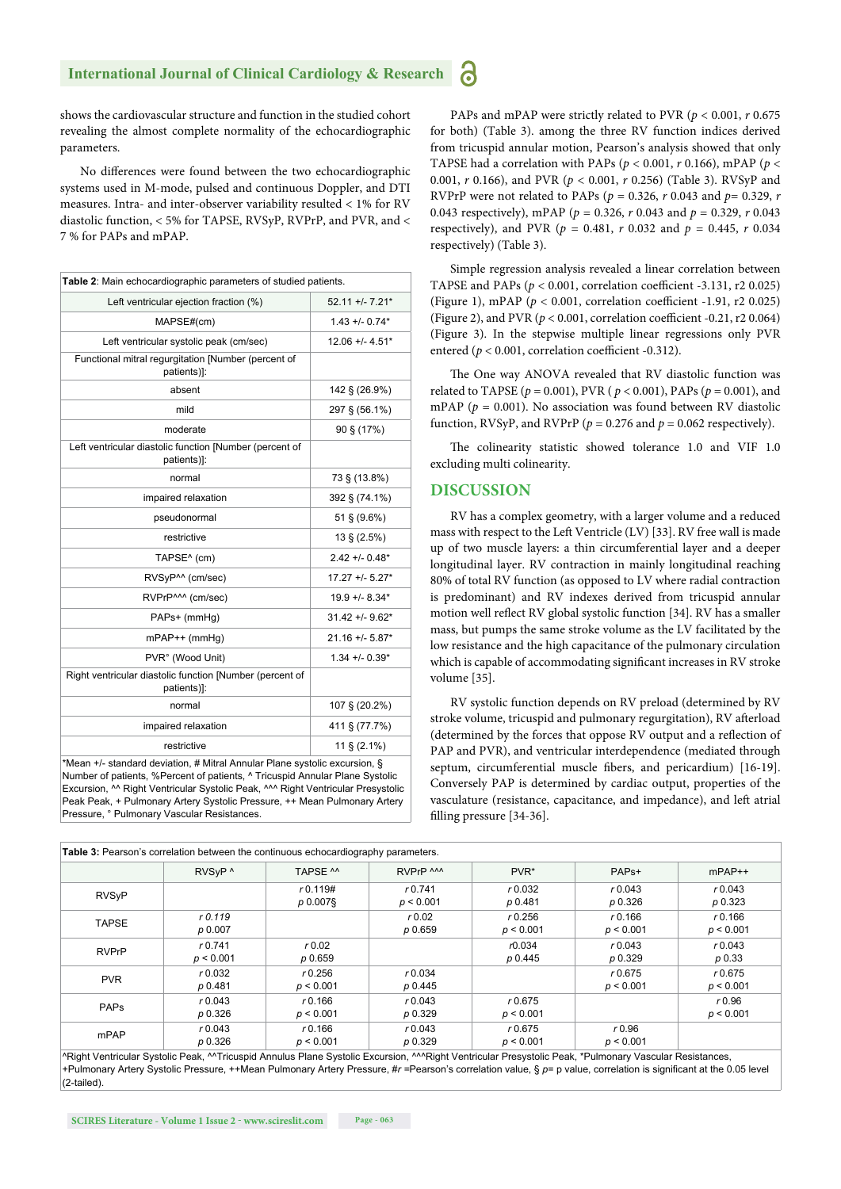shows the cardiovascular structure and function in the studied cohort revealing the almost complete normality of the echocardiographic parameters.

No differences were found between the two echocardiographic systems used in M-mode, pulsed and continuous Doppler, and DTI measures. Intra- and inter-observer variability resulted < 1% for RV diastolic function, < 5% for TAPSE, RVSyP, RVPrP, and PVR, and < 7 % for PAPs and mPAP.

**Table 2**: Main echocardiographic parameters of studied patients.

| | |
|---|---|
| Left ventricular ejection fraction (%) | 52.11 +/- 7.21* |
| MAPSE#(cm) | 1.43 +/- 0.74* |
| Left ventricular systolic peak (cm/sec) | 12.06 +/- 4.51* |
| Functional mitral regurgitation [Number (percent of patients)]: | |
| absent | 142 § (26.9%) |
| mild | 297 § (56.1%) |
| moderate | 90 § (17%) |
| Left ventricular diastolic function [Number (percent of patients)]: | |
| normal | 73 § (13.8%) |
| impaired relaxation | 392 § (74.1%) |
| pseudonormal | 51 § (9.6%) |
| restrictive | 13 § (2.5%) |
| TAPSE^ (cm) | 2.42 +/- 0.48* |
| RVSyP^^ (cm/sec) | 17.27 +/- 5.27* |
| RVPrP^^^ (cm/sec) | 19.9 +/- 8.34* |
| PAPs+ (mmHg) | 31.42 +/- 9.62* |
| mPAP++ (mmHg) | 21.16 +/- 5.87* |
| PVR° (Wood Unit) | 1.34 +/- 0.39* |
| Right ventricular diastolic function [Number (percent of patients)]: | |
| normal | 107 § (20.2%) |
| impaired relaxation | 411 § (77.7%) |
| restrictive | 11 § (2.1%) |

*Mean +/- standard deviation, # Mitral Annular Plane systolic excursion, § Number of patients, %Percent of patients, ^ Tricuspid Annular Plane Systolic Excursion, ^^ Right Ventricular Systolic Peak, ^^^ Right Ventricular Presystolic Peak Peak, + Pulmonary Artery Systolic Pressure, ++ Mean Pulmonary Artery Pressure, ° Pulmonary Vascular Resistances.

PAPs and mPAP were strictly related to PVR ($p < 0.001$, $r$ 0.675 for both) (Table 3). among the three RV function indices derived from tricuspid annular motion, Pearson's analysis showed that only TAPSE had a correlation with PAPs ($p < 0.001$, $r$ 0.166), mPAP ($p < 0.001$, $r$ 0.166), and PVR ($p < 0.001$, $r$ 0.256) (Table 3). RVSyP and RVPrP were not related to PAPs ($p = 0.326$, $r$ 0.043 and $p = 0.329$, $r$ 0.043 respectively), mPAP ($p = 0.326$, $r$ 0.043 and $p = 0.329$, $r$ 0.043 respectively), and PVR ($p = 0.481$, $r$ 0.032 and $p = 0.445$, $r$ 0.034 respectively) (Table 3).

Simple regression analysis revealed a linear correlation between TAPSE and PAPs ($p < 0.001$, correlation coefficient -3.131, r2 0.025) (Figure 1), mPAP ($p < 0.001$, correlation coefficient -1.91, r2 0.025) (Figure 2), and PVR ($p < 0.001$, correlation coefficient -0.21, r2 0.064) (Figure 3). In the stepwise multiple linear regressions only PVR entered ($p < 0.001$, correlation coefficient -0.312).

The One way ANOVA revealed that RV diastolic function was related to TAPSE ($p = 0.001$), PVR ( $p < 0.001$), PAPs ($p = 0.001$), and mPAP ($p = 0.001$). No association was found between RV diastolic function, RVSyP, and RVPrP ($p = 0.276$ and $p = 0.062$ respectively).

The colinearity statistic showed tolerance 1.0 and VIF 1.0 excluding multi colinearity.

## DISCUSSION

RV has a complex geometry, with a larger volume and a reduced mass with respect to the Left Ventricle (LV) [33]. RV free wall is made up of two muscle layers: a thin circumferential layer and a deeper longitudinal layer. RV contraction in mainly longitudinal reaching 80% of total RV function (as opposed to LV where radial contraction is predominant) and RV indexes derived from tricuspid annular motion well reflect RV global systolic function [34]. RV has a smaller mass, but pumps the same stroke volume as the LV facilitated by the low resistance and the high capacitance of the pulmonary circulation which is capable of accommodating significant increases in RV stroke volume [35].

RV systolic function depends on RV preload (determined by RV stroke volume, tricuspid and pulmonary regurgitation), RV afterload (determined by the forces that oppose RV output and a reflection of PAP and PVR), and ventricular interdependence (mediated through septum, circumferential muscle fibers, and pericardium) [16-19]. Conversely PAP is determined by cardiac output, properties of the vasculature (resistance, capacitance, and impedance), and left atrial filling pressure [34-36].

**Table 3:** Pearson's correlation between the continuous echocardiography parameters.

| | RVSyP ^ | TAPSE ^^ | RVPrP ^^^ | PVR* | PAPs+ | mPAP++ |
|---|---|---|---|---|---|---|
| RVSyP | | *r* 0.119# *p* 0.007§ | *r* 0.741 *p* < 0.001 | *r* 0.032 *p* 0.481 | *r* 0.043 *p* 0.326 | *r* 0.043 *p* 0.323 |
| TAPSE | *r* 0.119 *p* 0.007 | | *r* 0.02 *p* 0.659 | *r* 0.256 *p* < 0.001 | *r* 0.166 *p* < 0.001 | *r* 0.166 *p* < 0.001 |
| RVPrP | *r* 0.741 *p* < 0.001 | *r* 0.02 *p* 0.659 | | *r*0.034 *p* 0.445 | *r* 0.043 *p* 0.329 | *r* 0.043 *p* 0.33 |
| PVR | *r* 0.032 *p* 0.481 | *r* 0.256 *p* < 0.001 | *r* 0.034 *p* 0.445 | | *r* 0.675 *p* < 0.001 | *r* 0.675 *p* < 0.001 |
| PAPs | *r* 0.043 *p* 0.326 | *r* 0.166 *p* < 0.001 | *r* 0.043 *p* 0.329 | *r* 0.675 *p* < 0.001 | | *r* 0.96 *p* < 0.001 |
| mPAP | *r* 0.043 *p* 0.326 | *r* 0.166 *p* < 0.001 | *r* 0.043 *p* 0.329 | *r* 0.675 *p* < 0.001 | *r* 0.96 *p* < 0.001 | |

^Right Ventricular Systolic Peak, ^^Tricuspid Annulus Plane Systolic Excursion, ^^^Right Ventricular Presystolic Peak, *Pulmonary Vascular Resistances, +Pulmonary Artery Systolic Pressure, ++Mean Pulmonary Artery Pressure, #*r* =Pearson's correlation value, § *p*= p value, correlation is significant at the 0.05 level (2-tailed).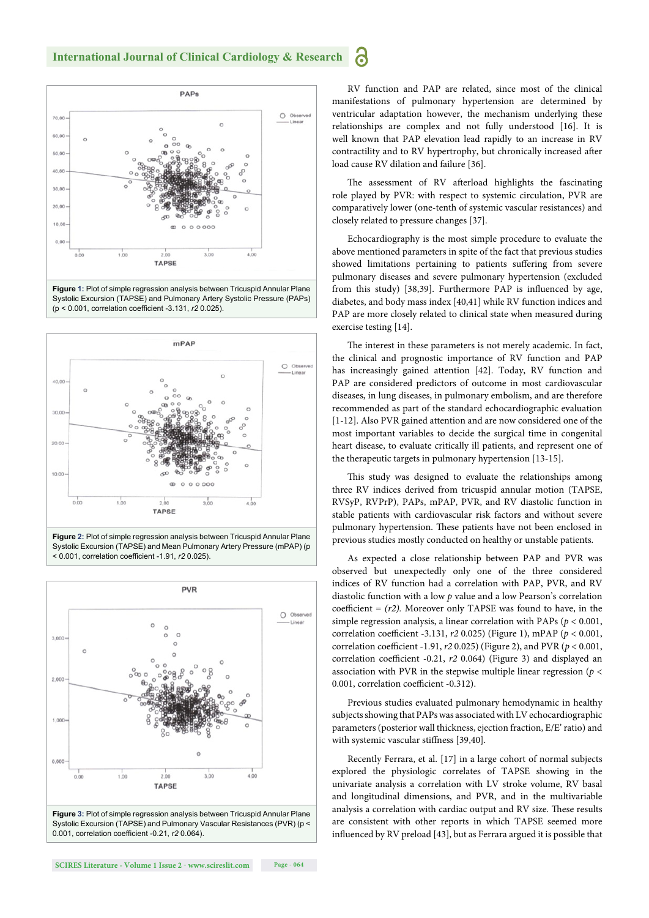PAPs

Figure 1: Plot of simple regression analysis between Tricuspid Annular Plane Systolic Excursion (TAPSE) and Pulmonary Artery Systolic Pressure (PAPs) ($p < 0.001$, correlation coefficient -3.131, $r2$ 0.025).

mPAP

Figure 2: Plot of simple regression analysis between Tricuspid Annular Plane Systolic Excursion (TAPSE) and Mean Pulmonary Artery Pressure (mPAP) ($p < 0.001$, correlation coefficient -1.91, $r2$ 0.025).

PVR

Figure 3: Plot of simple regression analysis between Tricuspid Annular Plane Systolic Excursion (TAPSE) and Pulmonary Vascular Resistances (PVR) ($p < 0.001$, correlation coefficient -0.21, $r2$ 0.064).

RV function and PAP are related, since most of the clinical manifestations of pulmonary hypertension are determined by ventricular adaptation however, the mechanism underlying these relationships are complex and not fully understood [16]. It is well known that PAP elevation lead rapidly to an increase in RV contractility and to RV hypertrophy, but chronically increased after load cause RV dilation and failure [36].

The assessment of RV afterload highlights the fascinating role played by PVR: with respect to systemic circulation, PVR are comparatively lower (one-tenth of systemic vascular resistances) and closely related to pressure changes [37].

Echocardiography is the most simple procedure to evaluate the above mentioned parameters in spite of the fact that previous studies showed limitations pertaining to patients suffering from severe pulmonary diseases and severe pulmonary hypertension (excluded from this study) [38,39]. Furthermore PAP is influenced by age, diabetes, and body mass index [40,41] while RV function indices and PAP are more closely related to clinical state when measured during exercise testing [14].

The interest in these parameters is not merely academic. In fact, the clinical and prognostic importance of RV function and PAP has increasingly gained attention [42]. Today, RV function and PAP are considered predictors of outcome in most cardiovascular diseases, in lung diseases, in pulmonary embolism, and are therefore recommended as part of the standard echocardiographic evaluation [1-12]. Also PVR gained attention and are now considered one of the most important variables to decide the surgical time in congenital heart disease, to evaluate critically ill patients, and represent one of the therapeutic targets in pulmonary hypertension [13-15].

This study was designed to evaluate the relationships among three RV indices derived from tricuspid annular motion (TAPSE, RVSyP, RVPrP), PAPs, mPAP, PVR, and RV diastolic function in stable patients with cardiovascular risk factors and without severe pulmonary hypertension. These patients have not been enclosed in previous studies mostly conducted on healthy or unstable patients.

As expected a close relationship between PAP and PVR was observed but unexpectedly only one of the three considered indices of RV function had a correlation with PAP, PVR, and RV diastolic function with a low *p* value and a low Pearson's correlation coefficient = *(r2)*. Moreover only TAPSE was found to have, in the simple regression analysis, a linear correlation with PAPs ($p < 0.001$, correlation coefficient -3.131, $r2$ 0.025) (Figure 1), mPAP ($p < 0.001$, correlation coefficient -1.91, $r2$ 0.025) (Figure 2), and PVR ($p < 0.001$, correlation coefficient -0.21, $r2$ 0.064) (Figure 3) and displayed an association with PVR in the stepwise multiple linear regression ($p < 0.001$, correlation coefficient -0.312).

Previous studies evaluated pulmonary hemodynamic in healthy subjects showing that PAPs was associated with LV echocardiographic parameters (posterior wall thickness, ejection fraction, E/E' ratio) and with systemic vascular stiffness [39,40].

Recently Ferrara, et al. [17] in a large cohort of normal subjects explored the physiologic correlates of TAPSE showing in the univariate analysis a correlation with LV stroke volume, RV basal and longitudinal dimensions, and PVR, and in the multivariable analysis a correlation with cardiac output and RV size. These results are consistent with other reports in which TAPSE seemed more influenced by RV preload [43], but as Ferrara argued it is possible that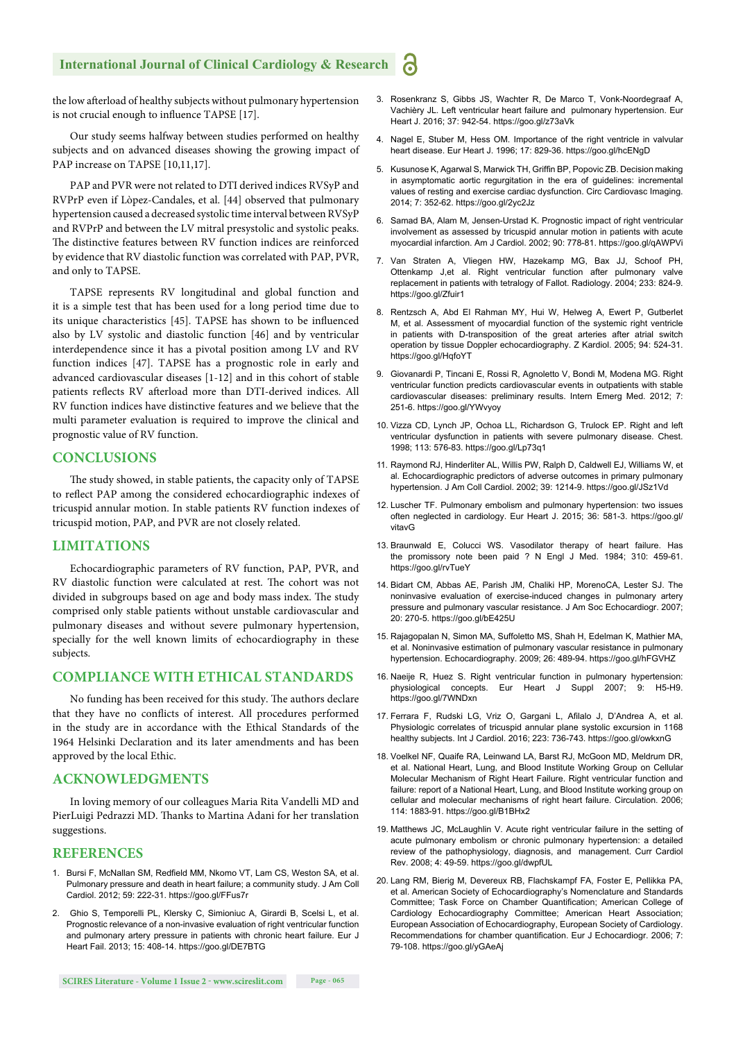the low afterload of healthy subjects without pulmonary hypertension is not crucial enough to influence TAPSE [17].

Our study seems halfway between studies performed on healthy subjects and on advanced diseases showing the growing impact of PAP increase on TAPSE [10,11,17].

PAP and PVR were not related to DTI derived indices RVSyP and RVPrP even if Lòpez-Candales, et al. [44] observed that pulmonary hypertension caused a decreased systolic time interval between RVSyP and RVPrP and between the LV mitral presystolic and systolic peaks. The distinctive features between RV function indices are reinforced by evidence that RV diastolic function was correlated with PAP, PVR, and only to TAPSE.

TAPSE represents RV longitudinal and global function and it is a simple test that has been used for a long period time due to its unique characteristics [45]. TAPSE has shown to be influenced also by LV systolic and diastolic function [46] and by ventricular interdependence since it has a pivotal position among LV and RV function indices [47]. TAPSE has a prognostic role in early and advanced cardiovascular diseases [1-12] and in this cohort of stable patients reflects RV afterload more than DTI-derived indices. All RV function indices have distinctive features and we believe that the multi parameter evaluation is required to improve the clinical and prognostic value of RV function.

## CONCLUSIONS

The study showed, in stable patients, the capacity only of TAPSE to reflect PAP among the considered echocardiographic indexes of tricuspid annular motion. In stable patients RV function indexes of tricuspid motion, PAP, and PVR are not closely related.

## LIMITATIONS

Echocardiographic parameters of RV function, PAP, PVR, and RV diastolic function were calculated at rest. The cohort was not divided in subgroups based on age and body mass index. The study comprised only stable patients without unstable cardiovascular and pulmonary diseases and without severe pulmonary hypertension, specially for the well known limits of echocardiography in these subjects.

## COMPLIANCE WITH ETHICAL STANDARDS

No funding has been received for this study. The authors declare that they have no conflicts of interest. All procedures performed in the study are in accordance with the Ethical Standards of the 1964 Helsinki Declaration and its later amendments and has been approved by the local Ethic.

## ACKNOWLEDGMENTS

In loving memory of our colleagues Maria Rita Vandelli MD and PierLuigi Pedrazzi MD. Thanks to Martina Adani for her translation suggestions.

## REFERENCES

1. Bursi F, McNallan SM, Redfield MM, Nkomo VT, Lam CS, Weston SA, et al. Pulmonary pressure and death in heart failure; a community study. J Am Coll Cardiol. 2012; 59: 222-31. https://goo.gl/FFus7r
2. Ghio S, Temporelli PL, Klersky C, Simioniuc A, Girardi B, Scelsi L, et al. Prognostic relevance of a non-invasive evaluation of right ventricular function and pulmonary artery pressure in patients with chronic heart failure. Eur J Heart Fail. 2013; 15: 408-14. https://goo.gl/DE7BTG
3. Rosenkranz S, Gibbs JS, Wachter R, De Marco T, Vonk-Noordegraaf A, Vachièry JL. Left ventricular heart failure and pulmonary hypertension. Eur Heart J. 2016; 37: 942-54. https://goo.gl/z73aVk
4. Nagel E, Stuber M, Hess OM. Importance of the right ventricle in valvular heart disease. Eur Heart J. 1996; 17: 829-36. https://goo.gl/hcENgD
5. Kusunose K, Agarwal S, Marwick TH, Griffin BP, Popovic ZB. Decision making in asymptomatic aortic regurgitation in the era of guidelines: incremental values of resting and exercise cardiac dysfunction. Circ Cardiovasc Imaging. 2014; 7: 352-62. https://goo.gl/2yc2Jz
6. Samad BA, Alam M, Jensen-Urstad K. Prognostic impact of right ventricular involvement as assessed by tricuspid annular motion in patients with acute myocardial infarction. Am J Cardiol. 2002; 90: 778-81. https://goo.gl/qAWPVi
7. Van Straten A, Vliegen HW, Hazekamp MG, Bax JJ, Schoof PH, Ottenkamp J,et al. Right ventricular function after pulmonary valve replacement in patients with tetralogy of Fallot. Radiology. 2004; 233: 824-9. https://goo.gl/Zfuir1
8. Rentzsch A, Abd El Rahman MY, Hui W, Helweg A, Ewert P, Gutberlet M, et al. Assessment of myocardial function of the systemic right ventricle in patients with D-transposition of the great arteries after atrial switch operation by tissue Doppler echocardiography. Z Kardiol. 2005; 94: 524-31. https://goo.gl/HqfoYT
9. Giovanardi P, Tincani E, Rossi R, Agnoletto V, Bondi M, Modena MG. Right ventricular function predicts cardiovascular events in outpatients with stable cardiovascular diseases: preliminary results. Intern Emerg Med. 2012; 7: 251-6. https://goo.gl/YWvyoy
10. Vizza CD, Lynch JP, Ochoa LL, Richardson G, Trulock EP. Right and left ventricular dysfunction in patients with severe pulmonary disease. Chest. 1998; 113: 576-83. https://goo.gl/Lp73q1
11. Raymond RJ, Hinderliter AL, Willis PW, Ralph D, Caldwell EJ, Williams W, et al. Echocardiographic predictors of adverse outcomes in primary pulmonary hypertension. J Am Coll Cardiol. 2002; 39: 1214-9. https://goo.gl/JSz1Vd
12. Luscher TF. Pulmonary embolism and pulmonary hypertension: two issues often neglected in cardiology. Eur Heart J. 2015; 36: 581-3. https://goo.gl/vitavG
13. Braunwald E, Colucci WS. Vasodilator therapy of heart failure. Has the promissory note been paid ? N Engl J Med. 1984; 310: 459-61. https://goo.gl/rvTueY
14. Bidart CM, Abbas AE, Parish JM, Chaliki HP, MorenoCA, Lester SJ. The noninvasive evaluation of exercise-induced changes in pulmonary artery pressure and pulmonary vascular resistance. J Am Soc Echocardiogr. 2007; 20: 270-5. https://goo.gl/bE425U
15. Rajagopalan N, Simon MA, Suffoletto MS, Shah H, Edelman K, Mathier MA, et al. Noninvasive estimation of pulmonary vascular resistance in pulmonary hypertension. Echocardiography. 2009; 26: 489-94. https://goo.gl/hFGVHZ
16. Naeije R, Huez S. Right ventricular function in pulmonary hypertension: physiological concepts. Eur Heart J Suppl 2007; 9: H5-H9. https://goo.gl/7WNDxn
17. Ferrara F, Rudski LG, Vriz O, Gargani L, Afilalo J, D'Andrea A, et al. Physiologic correlates of tricuspid annular plane systolic excursion in 1168 healthy subjects. Int J Cardiol. 2016; 223: 736-743. https://goo.gl/owkxnG
18. Voelkel NF, Quaife RA, Leinwand LA, Barst RJ, McGoon MD, Meldrum DR, et al. National Heart, Lung, and Blood Institute Working Group on Cellular Molecular Mechanism of Right Heart Failure. Right ventricular function and failure: report of a National Heart, Lung, and Blood Institute working group on cellular and molecular mechanisms of right heart failure. Circulation. 2006; 114: 1883-91. https://goo.gl/B1BHx2
19. Matthews JC, McLaughlin V. Acute right ventricular failure in the setting of acute pulmonary embolism or chronic pulmonary hypertension: a detailed review of the pathophysiology, diagnosis, and management. Curr Cardiol Rev. 2008; 4: 49-59. https://goo.gl/dwpfUL
20. Lang RM, Bierig M, Devereux RB, Flachskampf FA, Foster E, Pellikka PA, et al. American Society of Echocardiography's Nomenclature and Standards Committee; Task Force on Chamber Quantification; American College of Cardiology Echocardiography Committee; American Heart Association; European Association of Echocardiography, European Society of Cardiology. Recommendations for chamber quantification. Eur J Echocardiogr. 2006; 7: 79-108. https://goo.gl/yGAeAj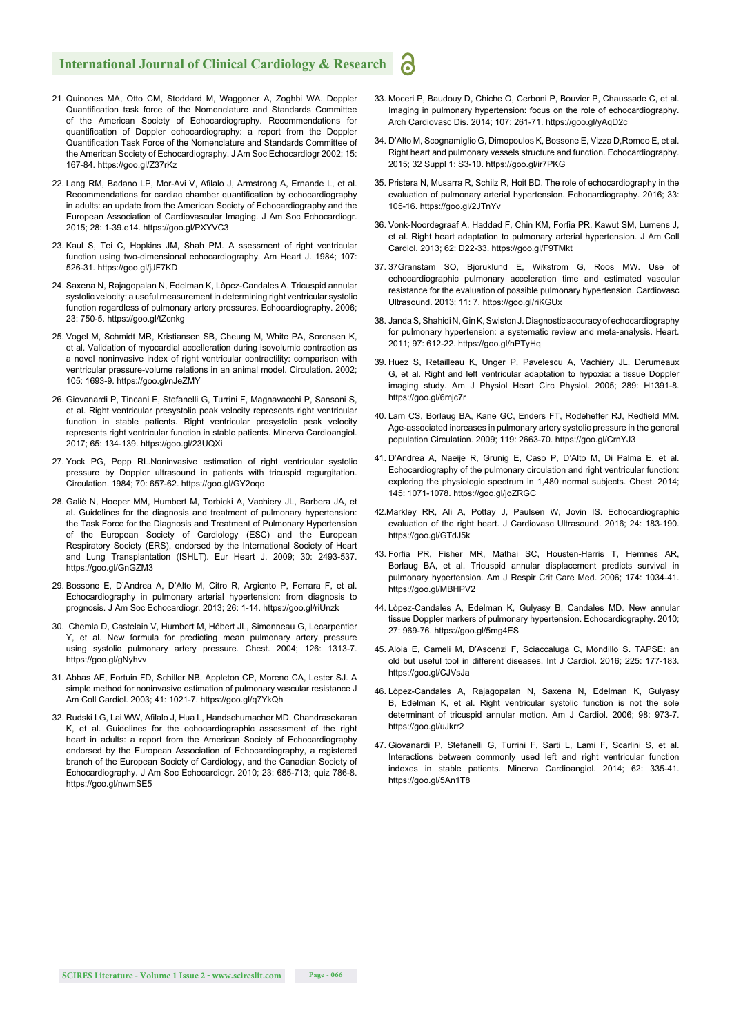21. Quinones MA, Otto CM, Stoddard M, Waggoner A, Zoghbi WA. Doppler Quantification task force of the Nomenclature and Standards Committee of the American Society of Echocardiography. Recommendations for quantification of Doppler echocardiography: a report from the Doppler Quantification Task Force of the Nomenclature and Standards Committee of the American Society of Echocardiography. J Am Soc Echocardiogr 2002; 15: 167-84. https://goo.gl/Z37rKz

22. Lang RM, Badano LP, Mor-Avi V, Afilalo J, Armstrong A, Ernande L, et al. Recommendations for cardiac chamber quantification by echocardiography in adults: an update from the American Society of Echocardiography and the European Association of Cardiovascular Imaging. J Am Soc Echocardiogr. 2015; 28: 1-39.e14. https://goo.gl/PXYVC3

23. Kaul S, Tei C, Hopkins JM, Shah PM. A ssessment of right ventricular function using two-dimensional echocardiography. Am Heart J. 1984; 107: 526-31. https://goo.gl/jJF7KD

24. Saxena N, Rajagopalan N, Edelman K, Lòpez-Candales A. Tricuspid annular systolic velocity: a useful measurement in determining right ventricular systolic function regardless of pulmonary artery pressures. Echocardiography. 2006; 23: 750-5. https://goo.gl/tZcnkg

25. Vogel M, Schmidt MR, Kristiansen SB, Cheung M, White PA, Sorensen K, et al. Validation of myocardial accelleration during isovolumic contraction as a novel noninvasive index of right ventricular contractility: comparison with ventricular pressure-volume relations in an animal model. Circulation. 2002; 105: 1693-9. https://goo.gl/nJeZMY

26. Giovanardi P, Tincani E, Stefanelli G, Turrini F, Magnavacchi P, Sansoni S, et al. Right ventricular presystolic peak velocity represents right ventricular function in stable patients. Right ventricular presystolic peak velocity represents right ventricular function in stable patients. Minerva Cardioangiol. 2017; 65: 134-139. https://goo.gl/23UQXi

27. Yock PG, Popp RL.Noninvasive estimation of right ventricular systolic pressure by Doppler ultrasound in patients with tricuspid regurgitation. Circulation. 1984; 70: 657-62. https://goo.gl/GY2oqc

28. Galiè N, Hoeper MM, Humbert M, Torbicki A, Vachiery JL, Barbera JA, et al. Guidelines for the diagnosis and treatment of pulmonary hypertension: the Task Force for the Diagnosis and Treatment of Pulmonary Hypertension of the European Society of Cardiology (ESC) and the European Respiratory Society (ERS), endorsed by the International Society of Heart and Lung Transplantation (ISHLT). Eur Heart J. 2009; 30: 2493-537. https://goo.gl/GnGZM3

29. Bossone E, D'Andrea A, D'Alto M, Citro R, Argiento P, Ferrara F, et al. Echocardiography in pulmonary arterial hypertension: from diagnosis to prognosis. J Am Soc Echocardiogr. 2013; 26: 1-14. https://goo.gl/riUnzk

30. Chemla D, Castelain V, Humbert M, Hébert JL, Simonneau G, Lecarpentier Y, et al. New formula for predicting mean pulmonary artery pressure using systolic pulmonary artery pressure. Chest. 2004; 126: 1313-7. https://goo.gl/gNyhvv

31. Abbas AE, Fortuin FD, Schiller NB, Appleton CP, Moreno CA, Lester SJ. A simple method for noninvasive estimation of pulmonary vascular resistance J Am Coll Cardiol. 2003; 41: 1021-7. https://goo.gl/q7YkQh

32. Rudski LG, Lai WW, Afilalo J, Hua L, Handschumacher MD, Chandrasekaran K, et al. Guidelines for the echocardiographic assessment of the right heart in adults: a report from the American Society of Echocardiography endorsed by the European Association of Echocardiography, a registered branch of the European Society of Cardiology, and the Canadian Society of Echocardiography. J Am Soc Echocardiogr. 2010; 23: 685-713; quiz 786-8. https://goo.gl/nwmSE5

33. Moceri P, Baudouy D, Chiche O, Cerboni P, Bouvier P, Chaussade C, et al. Imaging in pulmonary hypertension: focus on the role of echocardiography. Arch Cardiovasc Dis. 2014; 107: 261-71. https://goo.gl/yAqD2c

34. D'Alto M, Scognamiglio G, Dimopoulos K, Bossone E, Vizza D,Romeo E, et al. Right heart and pulmonary vessels structure and function. Echocardiography. 2015; 32 Suppl 1: S3-10. https://goo.gl/ir7PKG

35. Pristera N, Musarra R, Schilz R, Hoit BD. The role of echocardiography in the evaluation of pulmonary arterial hypertension. Echocardiography. 2016; 33: 105-16. https://goo.gl/2JTnYv

36. Vonk-Noordegraaf A, Haddad F, Chin KM, Forfia PR, Kawut SM, Lumens J, et al. Right heart adaptation to pulmonary arterial hypertension. J Am Coll Cardiol. 2013; 62: D22-33. https://goo.gl/F9TMkt

37. 37Granstam SO, Bjoruklund E, Wikstrom G, Roos MW. Use of echocardiographic pulmonary acceleration time and estimated vascular resistance for the evaluation of possible pulmonary hypertension. Cardiovasc Ultrasound. 2013; 11: 7. https://goo.gl/riKGUx

38. Janda S, Shahidi N, Gin K, Swiston J. Diagnostic accuracy of echocardiography for pulmonary hypertension: a systematic review and meta-analysis. Heart. 2011; 97: 612-22. https://goo.gl/hPTyHq

39. Huez S, Retailleau K, Unger P, Pavelescu A, Vachiéry JL, Derumeaux G, et al. Right and left ventricular adaptation to hypoxia: a tissue Doppler imaging study. Am J Physiol Heart Circ Physiol. 2005; 289: H1391-8. https://goo.gl/6mjc7r

40. Lam CS, Borlaug BA, Kane GC, Enders FT, Rodeheffer RJ, Redfield MM. Age-associated increases in pulmonary artery systolic pressure in the general population Circulation. 2009; 119: 2663-70. https://goo.gl/CrnYJ3

41. D'Andrea A, Naeije R, Grunig E, Caso P, D'Alto M, Di Palma E, et al. Echocardiography of the pulmonary circulation and right ventricular function: exploring the physiologic spectrum in 1,480 normal subjects. Chest. 2014; 145: 1071-1078. https://goo.gl/joZRGC

42. Markley RR, Ali A, Potfay J, Paulsen W, Jovin IS. Echocardiographic evaluation of the right heart. J Cardiovasc Ultrasound. 2016; 24: 183-190. https://goo.gl/GTdJ5k

43. Forfia PR, Fisher MR, Mathai SC, Housten-Harris T, Hemnes AR, Borlaug BA, et al. Tricuspid annular displacement predicts survival in pulmonary hypertension. Am J Respir Crit Care Med. 2006; 174: 1034-41. https://goo.gl/MBHPV2

44. Lòpez-Candales A, Edelman K, Gulyasy B, Candales MD. New annular tissue Doppler markers of pulmonary hypertension. Echocardiography. 2010; 27: 969-76. https://goo.gl/5mg4ES

45. Aloia E, Cameli M, D'Ascenzi F, Sciaccaluga C, Mondillo S. TAPSE: an old but useful tool in different diseases. Int J Cardiol. 2016; 225: 177-183. https://goo.gl/CJVsJa

46. Lòpez-Candales A, Rajagopalan N, Saxena N, Edelman K, Gulyasy B, Edelman K, et al. Right ventricular systolic function is not the sole determinant of tricuspid annular motion. Am J Cardiol. 2006; 98: 973-7. https://goo.gl/uJkrr2

47. Giovanardi P, Stefanelli G, Turrini F, Sarti L, Lami F, Scarlini S, et al. Interactions between commonly used left and right ventricular function indexes in stable patients. Minerva Cardioangiol. 2014; 62: 335-41. https://goo.gl/5An1T8